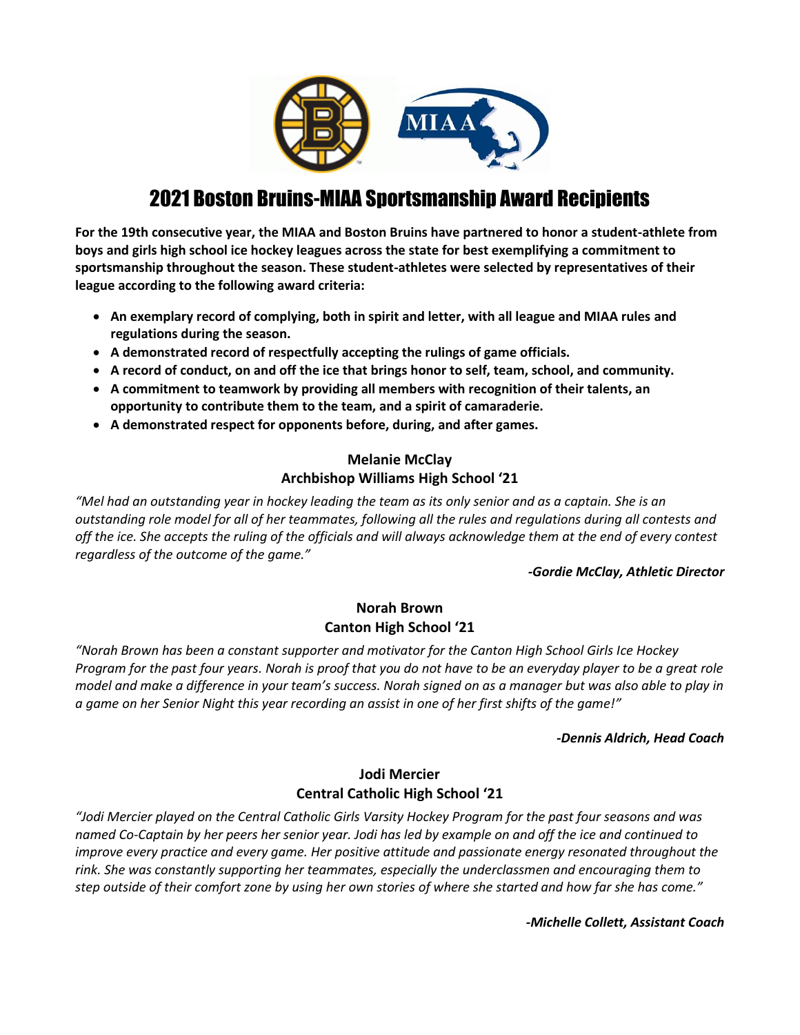# 2021 Boston Bruins-MIAA Sportsmanship Award Recipients

**For the 19th consecutive year, the MIAA and Boston Bruins have partnered to honor a student-athlete from boys and girls high school ice hockey leagues across the state for best exemplifying a commitment to sportsmanship throughout the season. These student-athletes were selected by representatives of their league according to the following award criteria:**

- **An exemplary record of complying, both in spirit and letter, with all league and MIAA rules and regulations during the season.**
- **A demonstrated record of respectfully accepting the rulings of game officials.**
- **A record of conduct, on and off the ice that brings honor to self, team, school, and community.**
- **A commitment to teamwork by providing all members with recognition of their talents, an opportunity to contribute them to the team, and a spirit of camaraderie.**
- **A demonstrated respect for opponents before, during, and after games.**

**Melanie McClay**
**Archbishop Williams High School '21**

*"Mel had an outstanding year in hockey leading the team as its only senior and as a captain. She is an outstanding role model for all of her teammates, following all the rules and regulations during all contests and off the ice. She accepts the ruling of the officials and will always acknowledge them at the end of every contest regardless of the outcome of the game."*

***-Gordie McClay, Athletic Director***

**Norah Brown**
**Canton High School '21**

*"Norah Brown has been a constant supporter and motivator for the Canton High School Girls Ice Hockey Program for the past four years. Norah is proof that you do not have to be an everyday player to be a great role model and make a difference in your team's success. Norah signed on as a manager but was also able to play in a game on her Senior Night this year recording an assist in one of her first shifts of the game!"*

***-Dennis Aldrich, Head Coach***

**Jodi Mercier**
**Central Catholic High School '21**

*"Jodi Mercier played on the Central Catholic Girls Varsity Hockey Program for the past four seasons and was named Co-Captain by her peers her senior year. Jodi has led by example on and off the ice and continued to improve every practice and every game. Her positive attitude and passionate energy resonated throughout the rink. She was constantly supporting her teammates, especially the underclassmen and encouraging them to step outside of their comfort zone by using her own stories of where she started and how far she has come."*

***-Michelle Collett, Assistant Coach***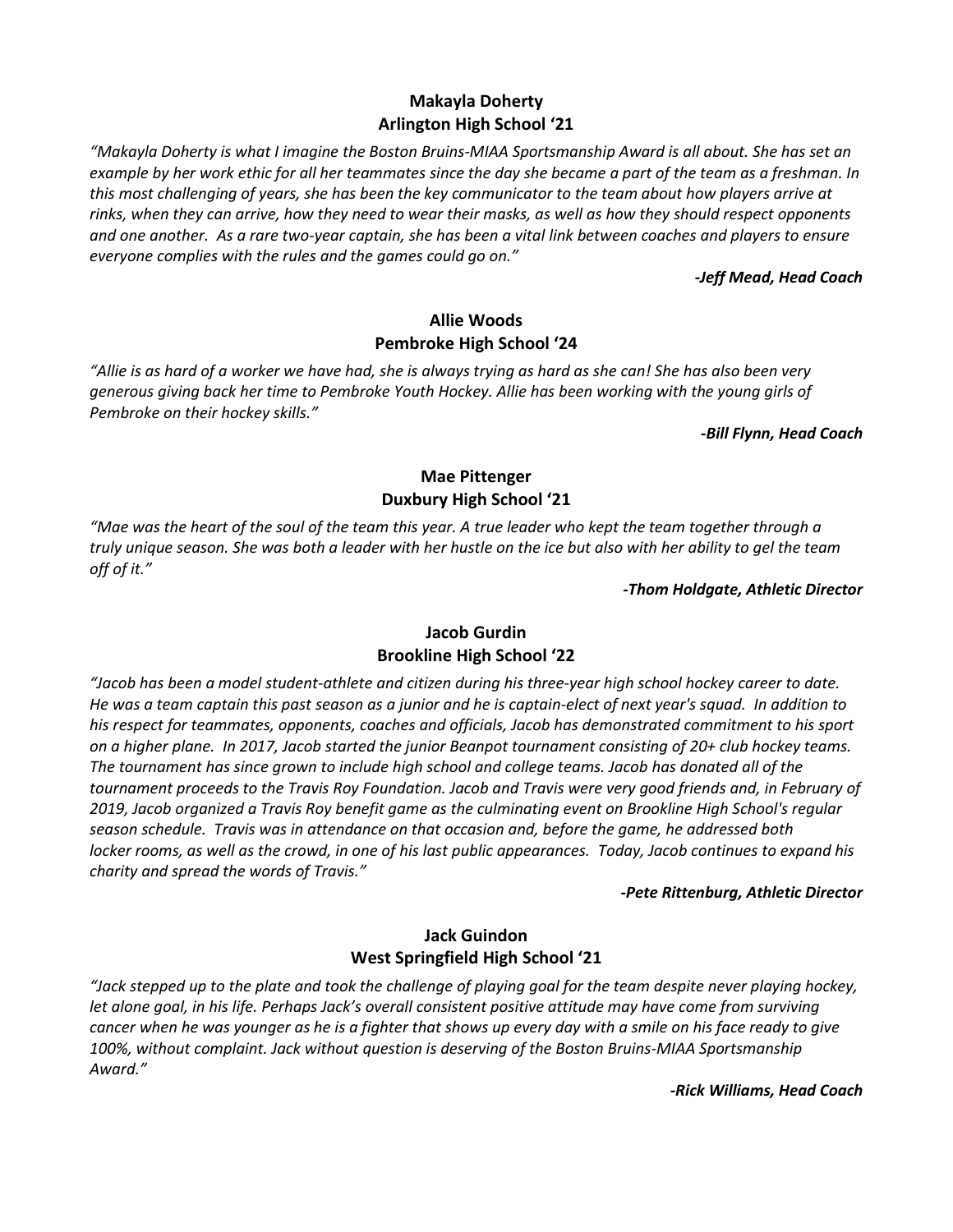**Makayla Doherty**
**Arlington High School '21**

*"Makayla Doherty is what I imagine the Boston Bruins-MIAA Sportsmanship Award is all about. She has set an example by her work ethic for all her teammates since the day she became a part of the team as a freshman. In this most challenging of years, she has been the key communicator to the team about how players arrive at rinks, when they can arrive, how they need to wear their masks, as well as how they should respect opponents and one another. As a rare two-year captain, she has been a vital link between coaches and players to ensure everyone complies with the rules and the games could go on."*

***-Jeff Mead, Head Coach***

**Allie Woods**
**Pembroke High School '24**

*"Allie is as hard of a worker we have had, she is always trying as hard as she can! She has also been very generous giving back her time to Pembroke Youth Hockey. Allie has been working with the young girls of Pembroke on their hockey skills."*

***-Bill Flynn, Head Coach***

**Mae Pittenger**
**Duxbury High School '21**

*"Mae was the heart of the soul of the team this year. A true leader who kept the team together through a truly unique season. She was both a leader with her hustle on the ice but also with her ability to gel the team off of it."*

***-Thom Holdgate, Athletic Director***

**Jacob Gurdin**
**Brookline High School '22**

*"Jacob has been a model student-athlete and citizen during his three-year high school hockey career to date. He was a team captain this past season as a junior and he is captain-elect of next year's squad. In addition to his respect for teammates, opponents, coaches and officials, Jacob has demonstrated commitment to his sport on a higher plane. In 2017, Jacob started the junior Beanpot tournament consisting of 20+ club hockey teams. The tournament has since grown to include high school and college teams. Jacob has donated all of the tournament proceeds to the Travis Roy Foundation. Jacob and Travis were very good friends and, in February of 2019, Jacob organized a Travis Roy benefit game as the culminating event on Brookline High School's regular season schedule. Travis was in attendance on that occasion and, before the game, he addressed both locker rooms, as well as the crowd, in one of his last public appearances. Today, Jacob continues to expand his charity and spread the words of Travis."*

***-Pete Rittenburg, Athletic Director***

**Jack Guindon**
**West Springfield High School '21**

*"Jack stepped up to the plate and took the challenge of playing goal for the team despite never playing hockey, let alone goal, in his life. Perhaps Jack's overall consistent positive attitude may have come from surviving cancer when he was younger as he is a fighter that shows up every day with a smile on his face ready to give 100%, without complaint. Jack without question is deserving of the Boston Bruins-MIAA Sportsmanship Award."*

***-Rick Williams, Head Coach***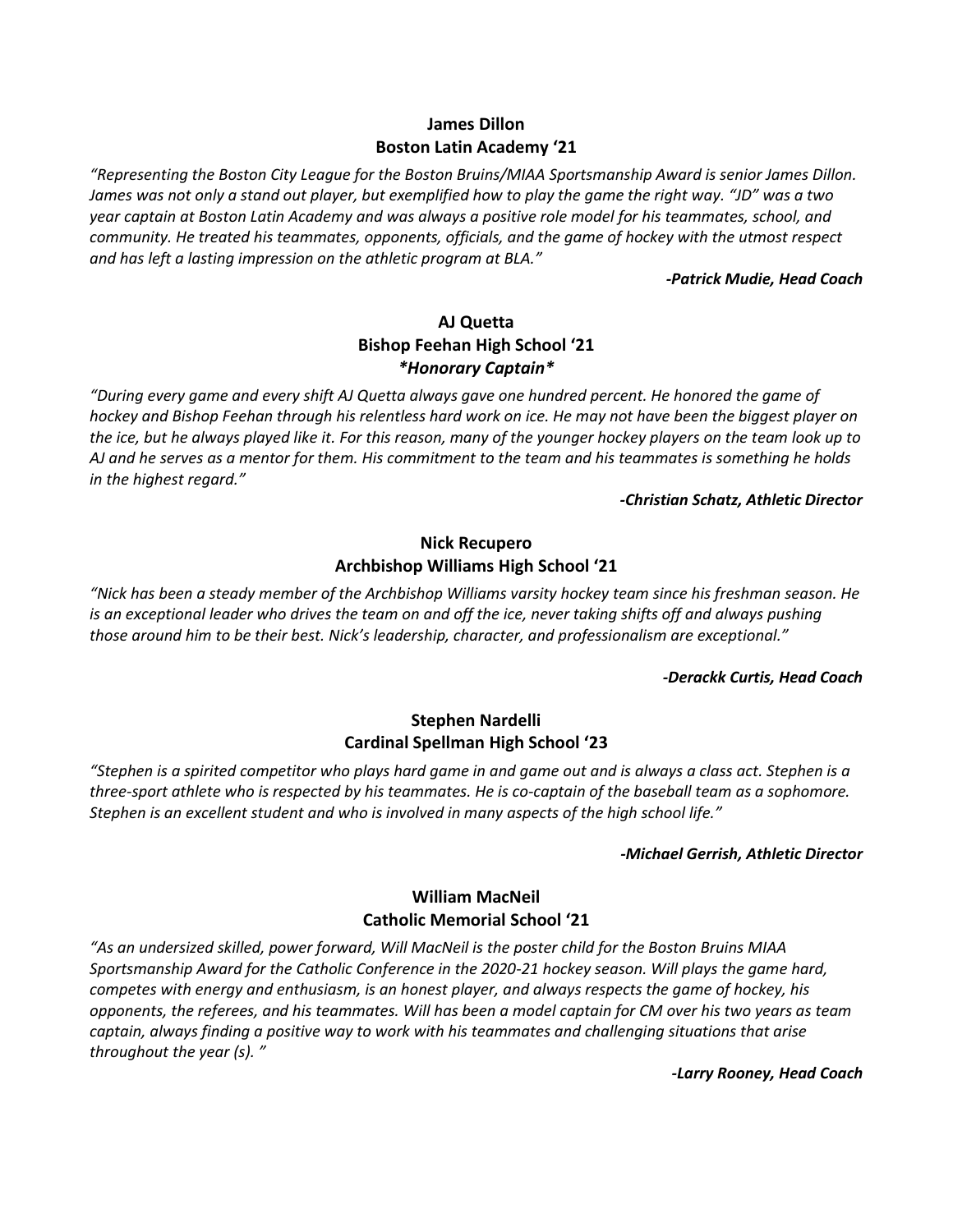**James Dillon**
**Boston Latin Academy '21**

*"Representing the Boston City League for the Boston Bruins/MIAA Sportsmanship Award is senior James Dillon. James was not only a stand out player, but exemplified how to play the game the right way. "JD" was a two year captain at Boston Latin Academy and was always a positive role model for his teammates, school, and community. He treated his teammates, opponents, officials, and the game of hockey with the utmost respect and has left a lasting impression on the athletic program at BLA."*

***-Patrick Mudie, Head Coach***

**AJ Quetta**
**Bishop Feehan High School '21**
***\*Honorary Captain\****

*"During every game and every shift AJ Quetta always gave one hundred percent. He honored the game of hockey and Bishop Feehan through his relentless hard work on ice. He may not have been the biggest player on the ice, but he always played like it. For this reason, many of the younger hockey players on the team look up to AJ and he serves as a mentor for them. His commitment to the team and his teammates is something he holds in the highest regard."*

***-Christian Schatz, Athletic Director***

**Nick Recupero**
**Archbishop Williams High School '21**

*"Nick has been a steady member of the Archbishop Williams varsity hockey team since his freshman season. He is an exceptional leader who drives the team on and off the ice, never taking shifts off and always pushing those around him to be their best. Nick's leadership, character, and professionalism are exceptional."*

***-Derackk Curtis, Head Coach***

**Stephen Nardelli**
**Cardinal Spellman High School '23**

*"Stephen is a spirited competitor who plays hard game in and game out and is always a class act. Stephen is a three-sport athlete who is respected by his teammates. He is co-captain of the baseball team as a sophomore. Stephen is an excellent student and who is involved in many aspects of the high school life."*

***-Michael Gerrish, Athletic Director***

**William MacNeil**
**Catholic Memorial School '21**

*"As an undersized skilled, power forward, Will MacNeil is the poster child for the Boston Bruins MIAA Sportsmanship Award for the Catholic Conference in the 2020-21 hockey season. Will plays the game hard, competes with energy and enthusiasm, is an honest player, and always respects the game of hockey, his opponents, the referees, and his teammates. Will has been a model captain for CM over his two years as team captain, always finding a positive way to work with his teammates and challenging situations that arise throughout the year (s). "*

***-Larry Rooney, Head Coach***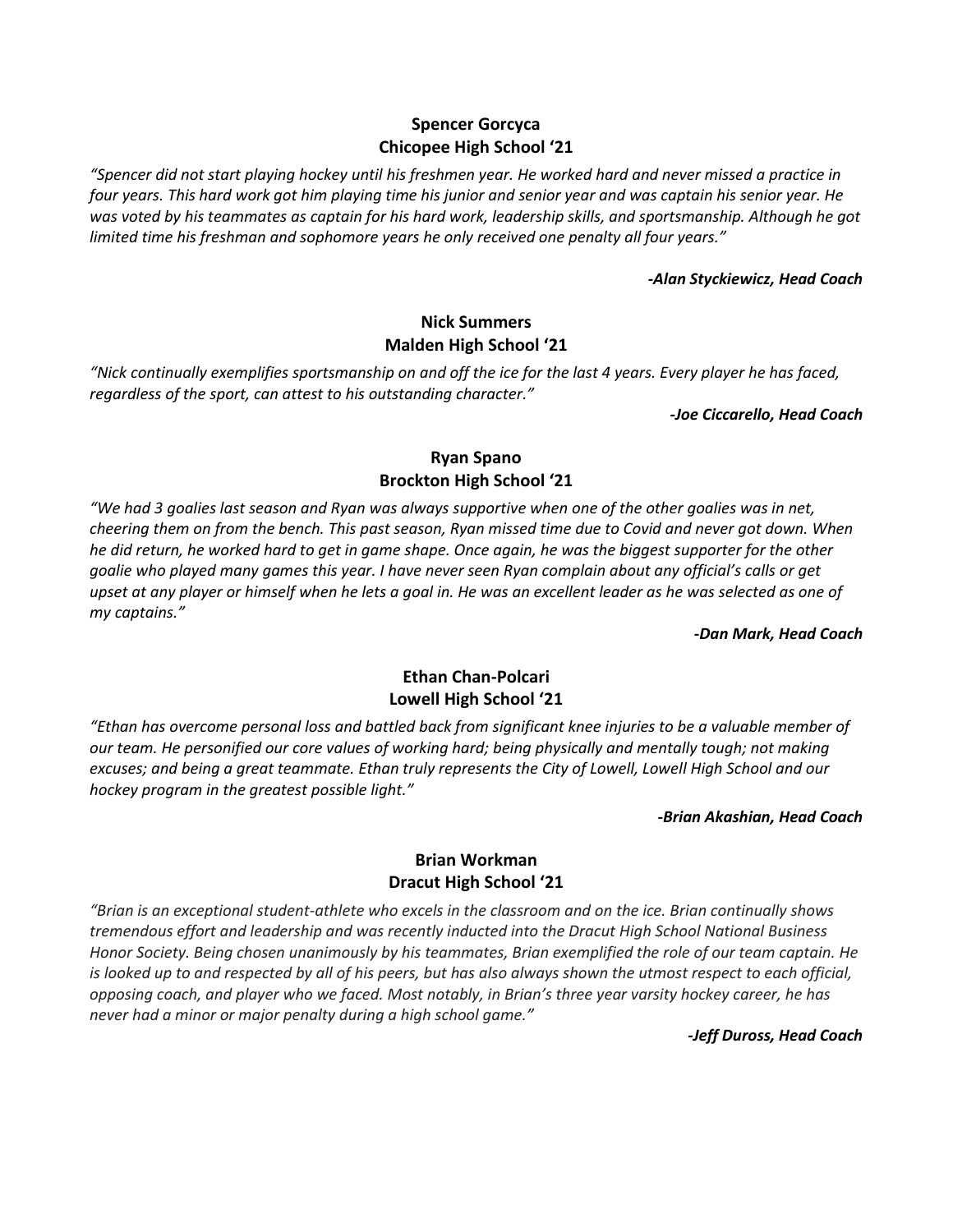**Spencer Gorcyca**
**Chicopee High School '21**

*"Spencer did not start playing hockey until his freshmen year. He worked hard and never missed a practice in four years. This hard work got him playing time his junior and senior year and was captain his senior year. He was voted by his teammates as captain for his hard work, leadership skills, and sportsmanship. Although he got limited time his freshman and sophomore years he only received one penalty all four years."*

***-Alan Styckiewicz, Head Coach***

**Nick Summers**
**Malden High School '21**

*"Nick continually exemplifies sportsmanship on and off the ice for the last 4 years. Every player he has faced, regardless of the sport, can attest to his outstanding character."*

***-Joe Ciccarello, Head Coach***

**Ryan Spano**
**Brockton High School '21**

*"We had 3 goalies last season and Ryan was always supportive when one of the other goalies was in net, cheering them on from the bench. This past season, Ryan missed time due to Covid and never got down. When he did return, he worked hard to get in game shape. Once again, he was the biggest supporter for the other goalie who played many games this year. I have never seen Ryan complain about any official's calls or get upset at any player or himself when he lets a goal in. He was an excellent leader as he was selected as one of my captains."*

***-Dan Mark, Head Coach***

**Ethan Chan-Polcari**
**Lowell High School '21**

*"Ethan has overcome personal loss and battled back from significant knee injuries to be a valuable member of our team. He personified our core values of working hard; being physically and mentally tough; not making excuses; and being a great teammate. Ethan truly represents the City of Lowell, Lowell High School and our hockey program in the greatest possible light."*

***-Brian Akashian, Head Coach***

**Brian Workman**
**Dracut High School '21**

*"Brian is an exceptional student-athlete who excels in the classroom and on the ice. Brian continually shows tremendous effort and leadership and was recently inducted into the Dracut High School National Business Honor Society. Being chosen unanimously by his teammates, Brian exemplified the role of our team captain. He is looked up to and respected by all of his peers, but has also always shown the utmost respect to each official, opposing coach, and player who we faced. Most notably, in Brian's three year varsity hockey career, he has never had a minor or major penalty during a high school game."*

***-Jeff Duross, Head Coach***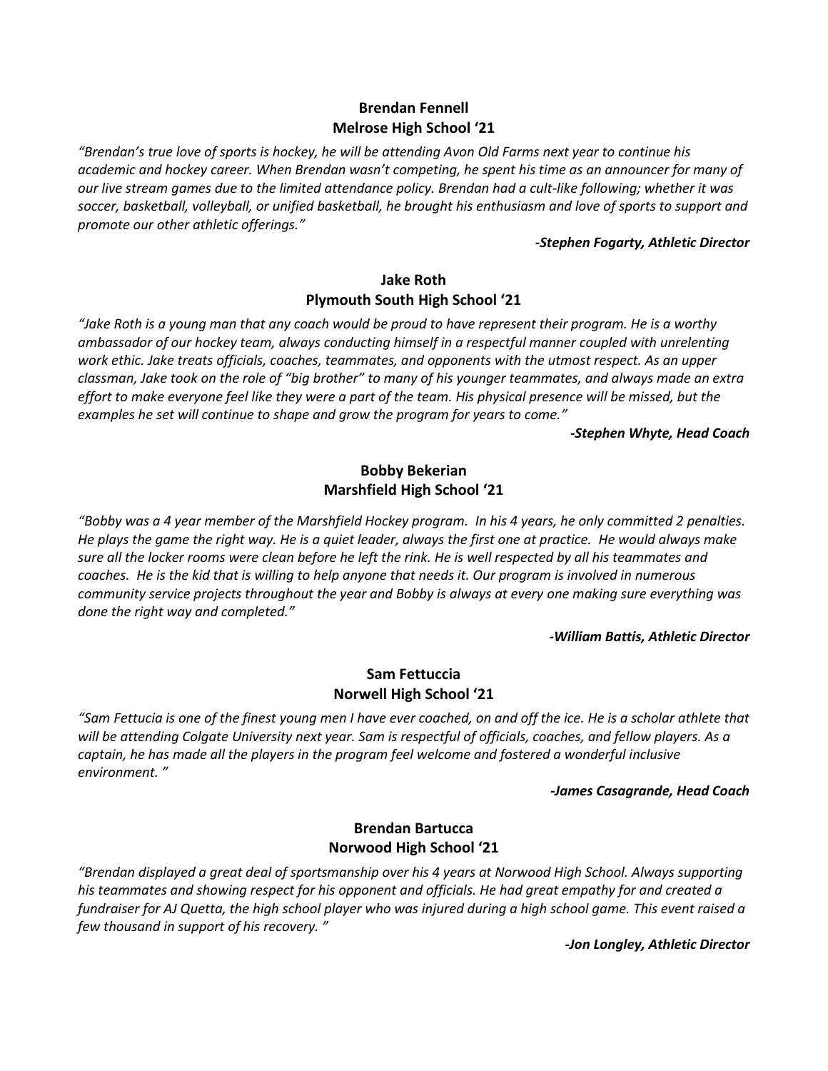**Brendan Fennell**
**Melrose High School '21**

*"Brendan's true love of sports is hockey, he will be attending Avon Old Farms next year to continue his academic and hockey career. When Brendan wasn't competing, he spent his time as an announcer for many of our live stream games due to the limited attendance policy. Brendan had a cult-like following; whether it was soccer, basketball, volleyball, or unified basketball, he brought his enthusiasm and love of sports to support and promote our other athletic offerings."*

***-Stephen Fogarty, Athletic Director***

**Jake Roth**
**Plymouth South High School '21**

*"Jake Roth is a young man that any coach would be proud to have represent their program. He is a worthy ambassador of our hockey team, always conducting himself in a respectful manner coupled with unrelenting work ethic. Jake treats officials, coaches, teammates, and opponents with the utmost respect. As an upper classman, Jake took on the role of "big brother" to many of his younger teammates, and always made an extra effort to make everyone feel like they were a part of the team. His physical presence will be missed, but the examples he set will continue to shape and grow the program for years to come."*

***-Stephen Whyte, Head Coach***

**Bobby Bekerian**
**Marshfield High School '21**

*"Bobby was a 4 year member of the Marshfield Hockey program. In his 4 years, he only committed 2 penalties. He plays the game the right way. He is a quiet leader, always the first one at practice. He would always make sure all the locker rooms were clean before he left the rink. He is well respected by all his teammates and coaches. He is the kid that is willing to help anyone that needs it. Our program is involved in numerous community service projects throughout the year and Bobby is always at every one making sure everything was done the right way and completed."*

***-William Battis, Athletic Director***

**Sam Fettuccia**
**Norwell High School '21**

*"Sam Fettucia is one of the finest young men I have ever coached, on and off the ice. He is a scholar athlete that will be attending Colgate University next year. Sam is respectful of officials, coaches, and fellow players. As a captain, he has made all the players in the program feel welcome and fostered a wonderful inclusive environment. "*

***-James Casagrande, Head Coach***

**Brendan Bartucca**
**Norwood High School '21**

*"Brendan displayed a great deal of sportsmanship over his 4 years at Norwood High School. Always supporting his teammates and showing respect for his opponent and officials. He had great empathy for and created a fundraiser for AJ Quetta, the high school player who was injured during a high school game. This event raised a few thousand in support of his recovery. "*

***-Jon Longley, Athletic Director***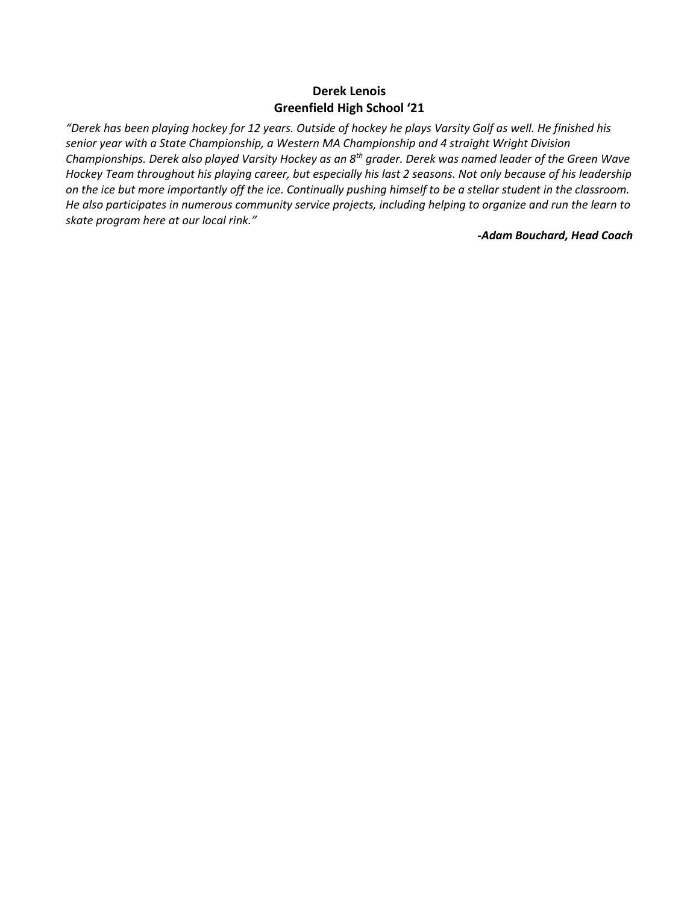**Derek Lenois**
**Greenfield High School '21**

*"Derek has been playing hockey for 12 years. Outside of hockey he plays Varsity Golf as well. He finished his senior year with a State Championship, a Western MA Championship and 4 straight Wright Division Championships. Derek also played Varsity Hockey as an 8th grader. Derek was named leader of the Green Wave Hockey Team throughout his playing career, but especially his last 2 seasons. Not only because of his leadership on the ice but more importantly off the ice. Continually pushing himself to be a stellar student in the classroom. He also participates in numerous community service projects, including helping to organize and run the learn to skate program here at our local rink."*

***-Adam Bouchard, Head Coach***